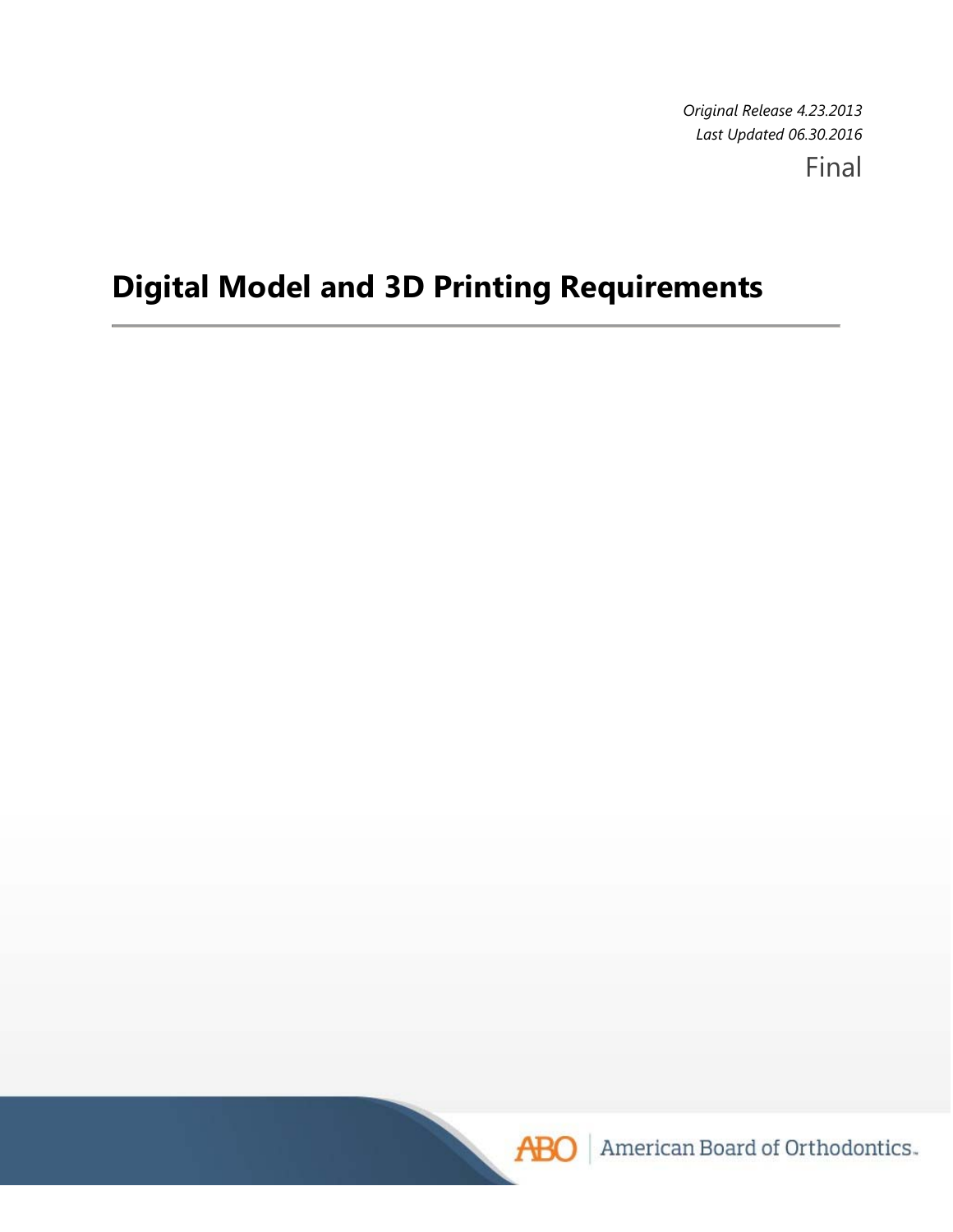*Original Release 4.23.2013*
*Last Updated 06.30.2016*

Final

# Digital Model and 3D Printing Requirements

American Board of Orthodontics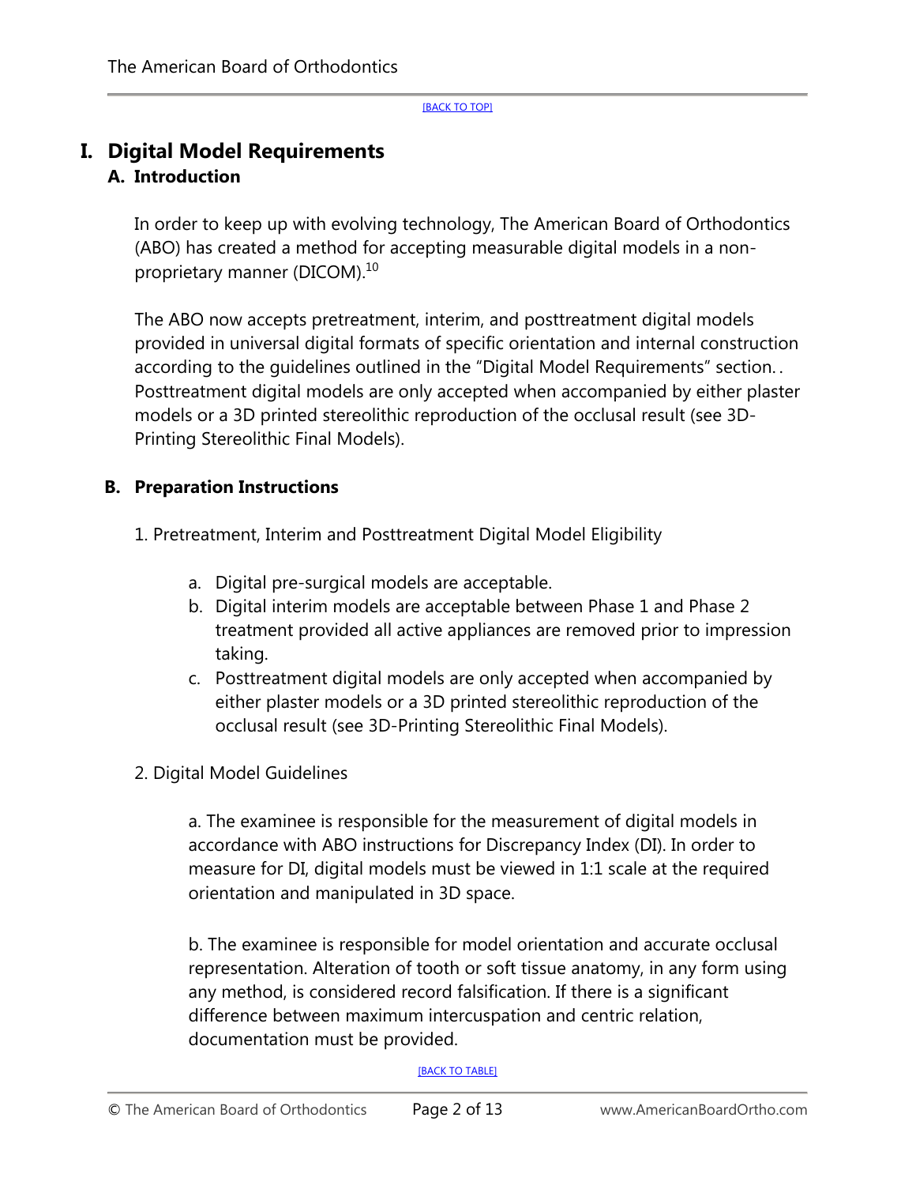# I. Digital Model Requirements

## A. Introduction

In order to keep up with evolving technology, The American Board of Orthodontics (ABO) has created a method for accepting measurable digital models in a non-proprietary manner (DICOM).[10]

The ABO now accepts pretreatment, interim, and posttreatment digital models provided in universal digital formats of specific orientation and internal construction according to the guidelines outlined in the "Digital Model Requirements" section. . Posttreatment digital models are only accepted when accompanied by either plaster models or a 3D printed stereolithic reproduction of the occlusal result (see 3D-Printing Stereolithic Final Models).

## B. Preparation Instructions

1. Pretreatment, Interim and Posttreatment Digital Model Eligibility

   a. Digital pre-surgical models are acceptable.
   
   b. Digital interim models are acceptable between Phase 1 and Phase 2 treatment provided all active appliances are removed prior to impression taking.
   
   c. Posttreatment digital models are only accepted when accompanied by either plaster models or a 3D printed stereolithic reproduction of the occlusal result (see 3D-Printing Stereolithic Final Models).

2. Digital Model Guidelines

   a. The examinee is responsible for the measurement of digital models in accordance with ABO instructions for Discrepancy Index (DI). In order to measure for DI, digital models must be viewed in 1:1 scale at the required orientation and manipulated in 3D space.

   b. The examinee is responsible for model orientation and accurate occlusal representation. Alteration of tooth or soft tissue anatomy, in any form using any method, is considered record falsification. If there is a significant difference between maximum intercuspation and centric relation, documentation must be provided.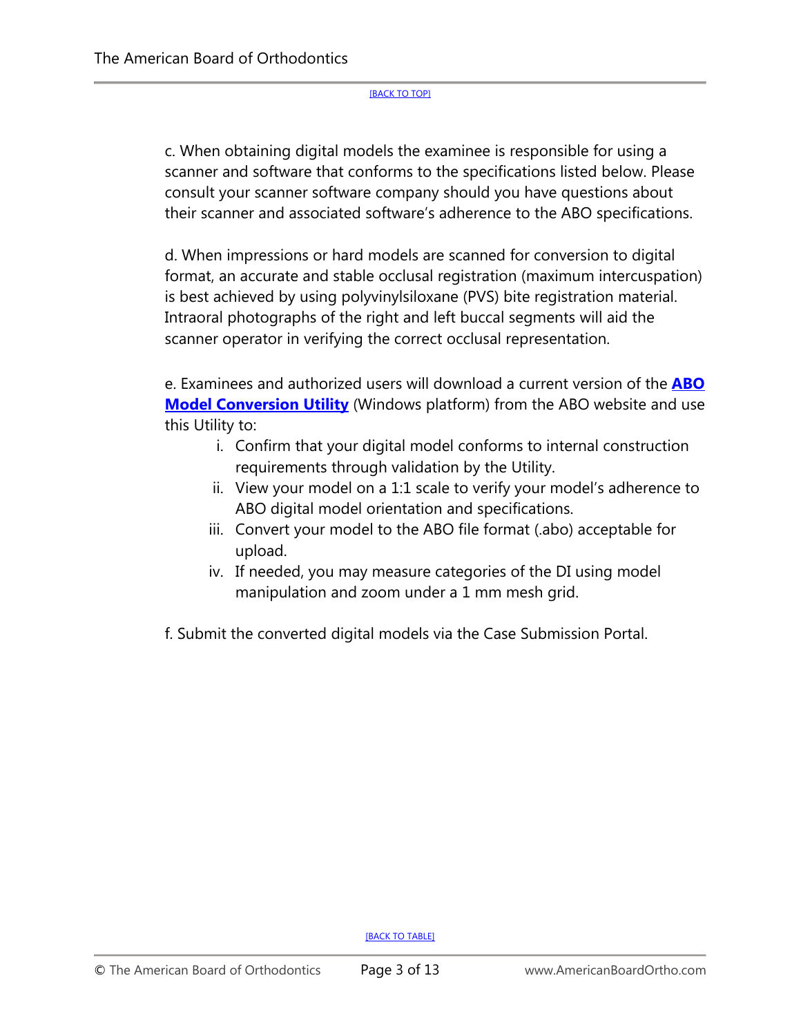c. When obtaining digital models the examinee is responsible for using a scanner and software that conforms to the specifications listed below. Please consult your scanner software company should you have questions about their scanner and associated software's adherence to the ABO specifications.

d. When impressions or hard models are scanned for conversion to digital format, an accurate and stable occlusal registration (maximum intercuspation) is best achieved by using polyvinylsiloxane (PVS) bite registration material. Intraoral photographs of the right and left buccal segments will aid the scanner operator in verifying the correct occlusal representation.

e. Examinees and authorized users will download a current version of the **ABO Model Conversion Utility** (Windows platform) from the ABO website and use this Utility to:

i. Confirm that your digital model conforms to internal construction requirements through validation by the Utility.
ii. View your model on a 1:1 scale to verify your model's adherence to ABO digital model orientation and specifications.
iii. Convert your model to the ABO file format (.abo) acceptable for upload.
iv. If needed, you may measure categories of the DI using model manipulation and zoom under a 1 mm mesh grid.

f. Submit the converted digital models via the Case Submission Portal.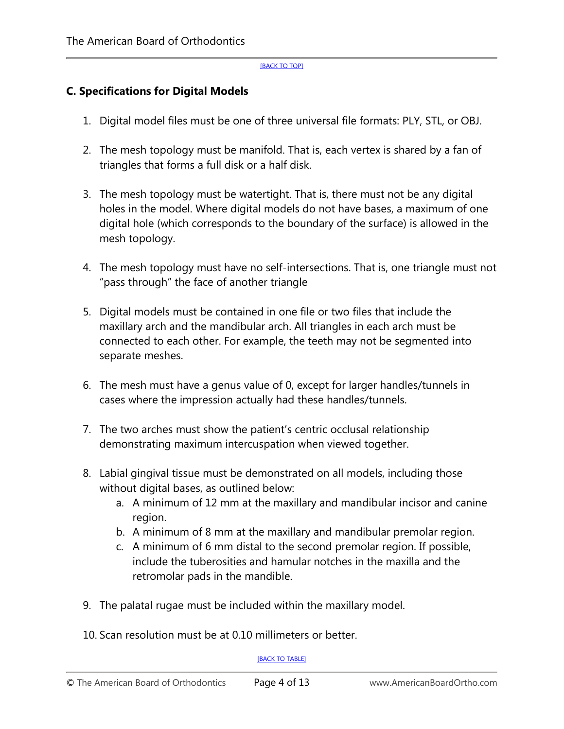[BACK TO TOP]

### C. Specifications for Digital Models

1. Digital model files must be one of three universal file formats: PLY, STL, or OBJ.

2. The mesh topology must be manifold. That is, each vertex is shared by a fan of triangles that forms a full disk or a half disk.

3. The mesh topology must be watertight. That is, there must not be any digital holes in the model. Where digital models do not have bases, a maximum of one digital hole (which corresponds to the boundary of the surface) is allowed in the mesh topology.

4. The mesh topology must have no self-intersections. That is, one triangle must not "pass through" the face of another triangle

5. Digital models must be contained in one file or two files that include the maxillary arch and the mandibular arch. All triangles in each arch must be connected to each other. For example, the teeth may not be segmented into separate meshes.

6. The mesh must have a genus value of 0, except for larger handles/tunnels in cases where the impression actually had these handles/tunnels.

7. The two arches must show the patient's centric occlusal relationship demonstrating maximum intercuspation when viewed together.

8. Labial gingival tissue must be demonstrated on all models, including those without digital bases, as outlined below:
   a. A minimum of 12 mm at the maxillary and mandibular incisor and canine region.
   b. A minimum of 8 mm at the maxillary and mandibular premolar region.
   c. A minimum of 6 mm distal to the second premolar region. If possible, include the tuberosities and hamular notches in the maxilla and the retromolar pads in the mandible.

9. The palatal rugae must be included within the maxillary model.

10. Scan resolution must be at 0.10 millimeters or better.

[BACK TO TABLE]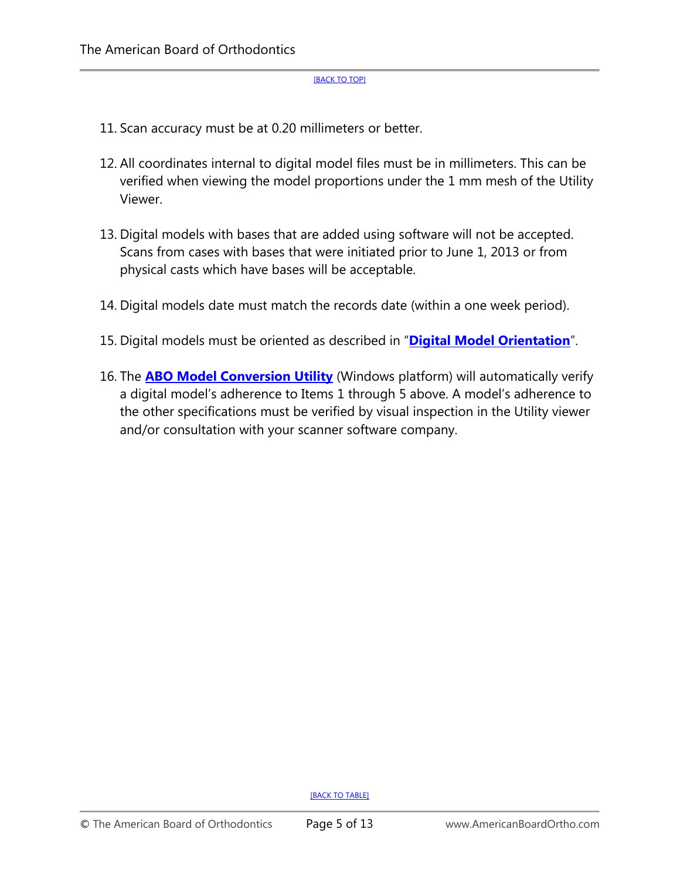[BACK TO TOP]

11. Scan accuracy must be at 0.20 millimeters or better.

12. All coordinates internal to digital model files must be in millimeters. This can be verified when viewing the model proportions under the 1 mm mesh of the Utility Viewer.

13. Digital models with bases that are added using software will not be accepted. Scans from cases with bases that were initiated prior to June 1, 2013 or from physical casts which have bases will be acceptable.

14. Digital models date must match the records date (within a one week period).

15. Digital models must be oriented as described in "**Digital Model Orientation**".

16. The **ABO Model Conversion Utility** (Windows platform) will automatically verify a digital model's adherence to Items 1 through 5 above. A model's adherence to the other specifications must be verified by visual inspection in the Utility viewer and/or consultation with your scanner software company.

[BACK TO TABLE]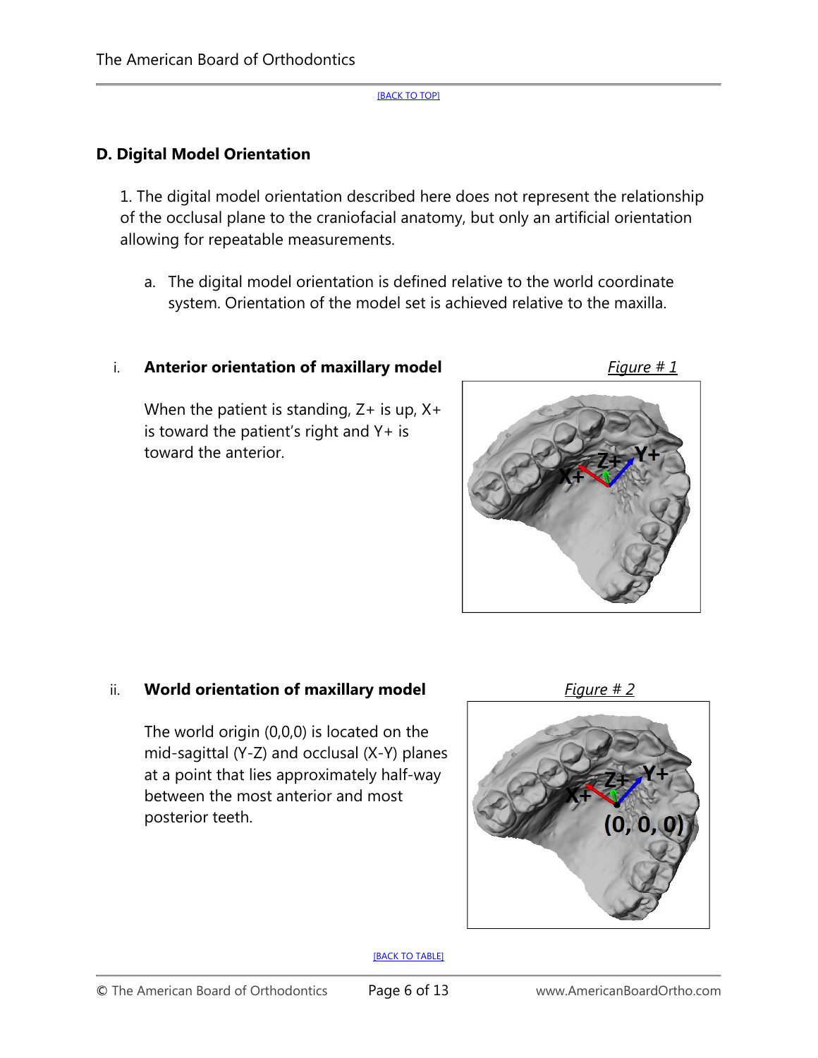[BACK TO TOP]

## D. Digital Model Orientation

1. The digital model orientation described here does not represent the relationship of the occlusal plane to the craniofacial anatomy, but only an artificial orientation allowing for repeatable measurements.

   a. The digital model orientation is defined relative to the world coordinate system. Orientation of the model set is achieved relative to the maxilla.

i. **Anterior orientation of maxillary model**

*Figure # 1*

When the patient is standing, Z+ is up, X+ is toward the patient's right and Y+ is toward the anterior.

ii. **World orientation of maxillary model**

*Figure # 2*

The world origin (0,0,0) is located on the mid-sagittal (Y-Z) and occlusal (X-Y) planes at a point that lies approximately half-way between the most anterior and most posterior teeth.

[BACK TO TABLE]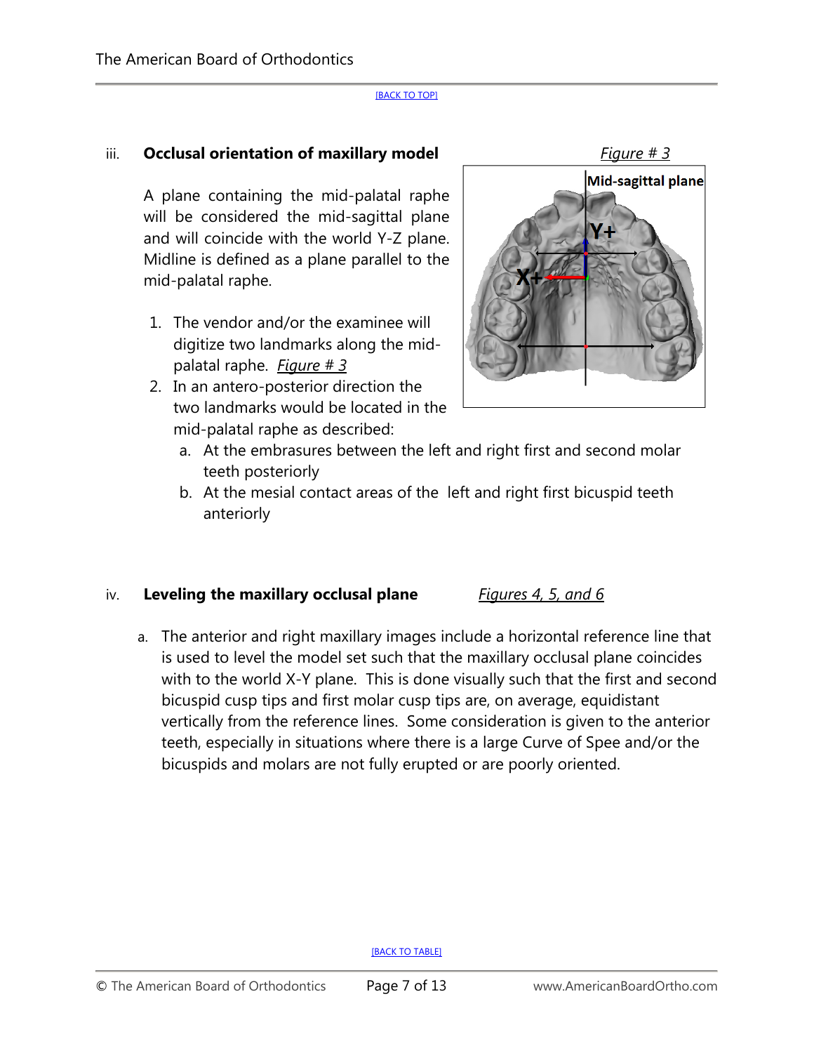[BACK TO TOP]

### iii. Occlusal orientation of maxillary model

*Figure # 3*

A plane containing the mid-palatal raphe will be considered the mid-sagittal plane and will coincide with the world Y-Z plane. Midline is defined as a plane parallel to the mid-palatal raphe.

1. The vendor and/or the examinee will digitize two landmarks along the mid-palatal raphe. *Figure # 3*
2. In an antero-posterior direction the two landmarks would be located in the mid-palatal raphe as described:
   a. At the embrasures between the left and right first and second molar teeth posteriorly
   b. At the mesial contact areas of the left and right first bicuspid teeth anteriorly

### iv. Leveling the maxillary occlusal plane

*Figures 4, 5, and 6*

a. The anterior and right maxillary images include a horizontal reference line that is used to level the model set such that the maxillary occlusal plane coincides with to the world X-Y plane. This is done visually such that the first and second bicuspid cusp tips and first molar cusp tips are, on average, equidistant vertically from the reference lines. Some consideration is given to the anterior teeth, especially in situations where there is a large Curve of Spee and/or the bicuspids and molars are not fully erupted or are poorly oriented.

[BACK TO TABLE]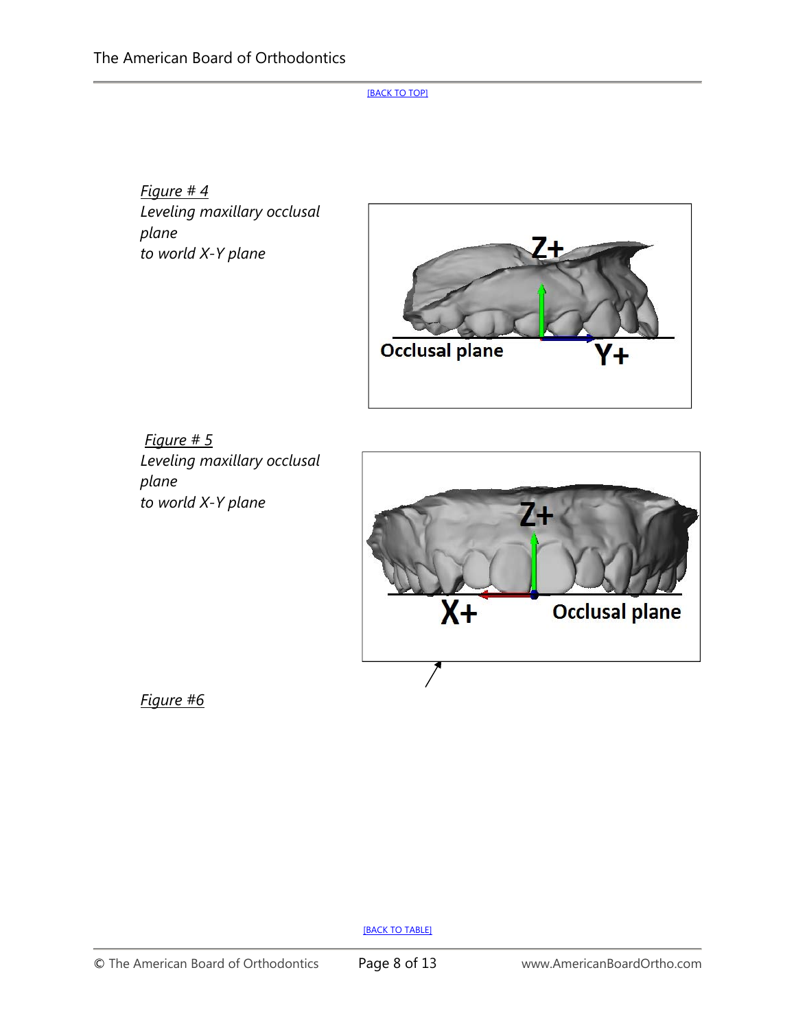[BACK TO TOP]

*Figure # 4*
*Leveling maxillary occlusal plane to world X-Y plane*

*Figure # 5*
*Leveling maxillary occlusal plane to world X-Y plane*

*Figure #6*

[BACK TO TABLE]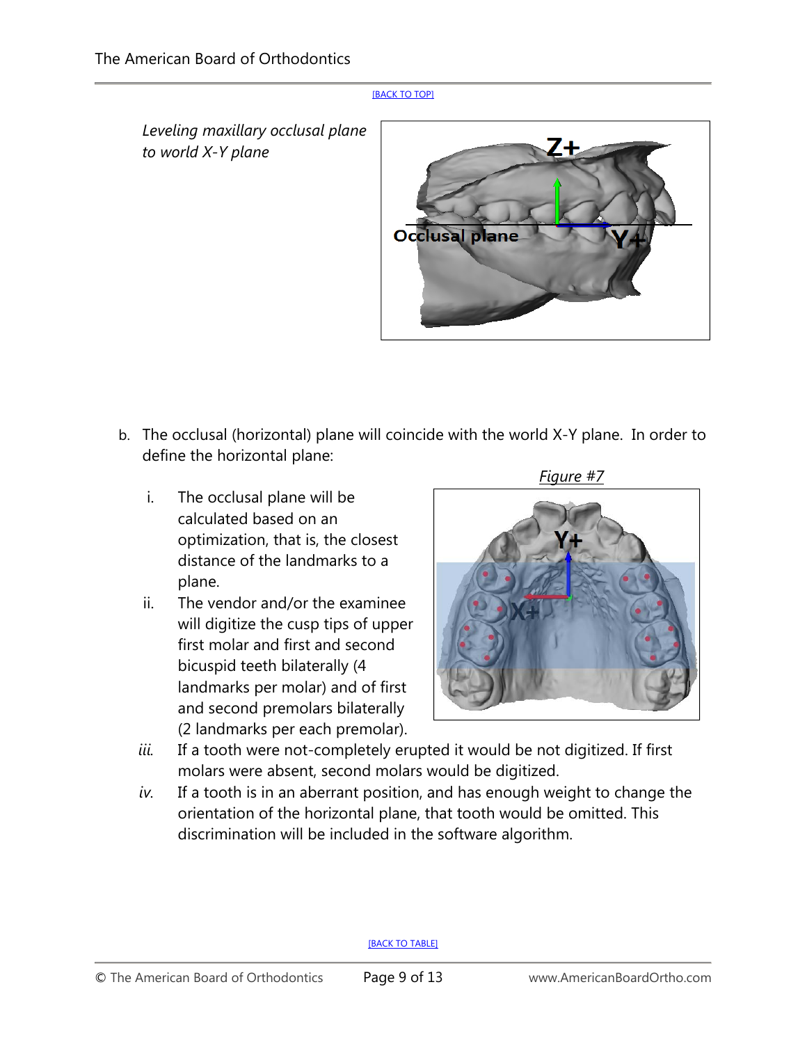[BACK TO TOP]

*Leveling maxillary occlusal plane to world X-Y plane*

b. The occlusal (horizontal) plane will coincide with the world X-Y plane. In order to define the horizontal plane:

*Figure #7*

   i. The occlusal plane will be calculated based on an optimization, that is, the closest distance of the landmarks to a plane.
   ii. The vendor and/or the examinee will digitize the cusp tips of upper first molar and first and second bicuspid teeth bilaterally (4 landmarks per molar) and of first and second premolars bilaterally (2 landmarks per each premolar).
   *iii.* If a tooth were not-completely erupted it would be not digitized. If first molars were absent, second molars would be digitized.
   *iv.* If a tooth is in an aberrant position, and has enough weight to change the orientation of the horizontal plane, that tooth would be omitted. This discrimination will be included in the software algorithm.

[BACK TO TABLE]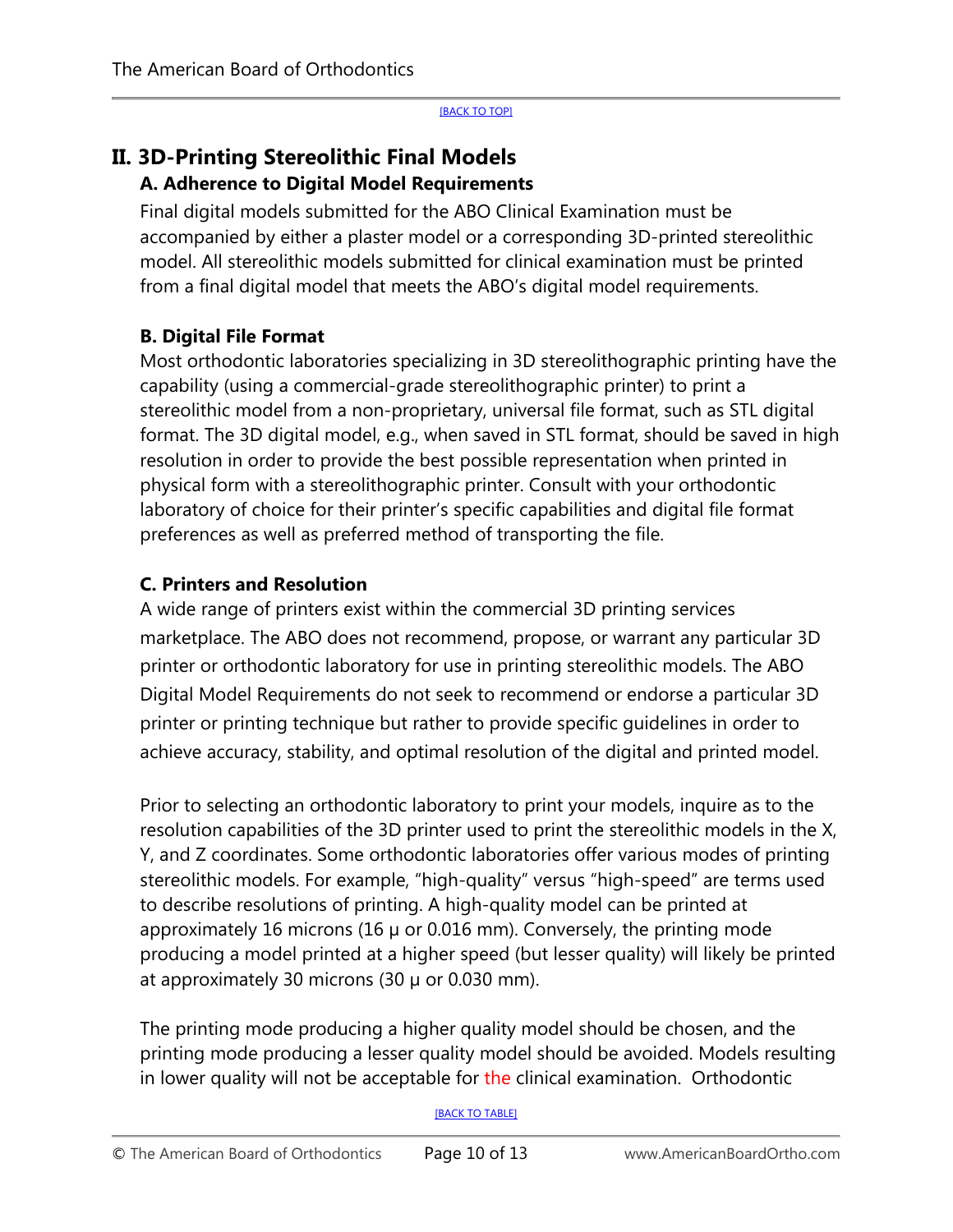## II. 3D-Printing Stereolithic Final Models

### A. Adherence to Digital Model Requirements

Final digital models submitted for the ABO Clinical Examination must be accompanied by either a plaster model or a corresponding 3D-printed stereolithic model. All stereolithic models submitted for clinical examination must be printed from a final digital model that meets the ABO's digital model requirements.

### B. Digital File Format

Most orthodontic laboratories specializing in 3D stereolithographic printing have the capability (using a commercial-grade stereolithographic printer) to print a stereolithic model from a non-proprietary, universal file format, such as STL digital format. The 3D digital model, e.g., when saved in STL format, should be saved in high resolution in order to provide the best possible representation when printed in physical form with a stereolithographic printer. Consult with your orthodontic laboratory of choice for their printer's specific capabilities and digital file format preferences as well as preferred method of transporting the file.

### C. Printers and Resolution

A wide range of printers exist within the commercial 3D printing services marketplace. The ABO does not recommend, propose, or warrant any particular 3D printer or orthodontic laboratory for use in printing stereolithic models. The ABO Digital Model Requirements do not seek to recommend or endorse a particular 3D printer or printing technique but rather to provide specific guidelines in order to achieve accuracy, stability, and optimal resolution of the digital and printed model.

Prior to selecting an orthodontic laboratory to print your models, inquire as to the resolution capabilities of the 3D printer used to print the stereolithic models in the X, Y, and Z coordinates. Some orthodontic laboratories offer various modes of printing stereolithic models. For example, "high-quality" versus "high-speed" are terms used to describe resolutions of printing. A high-quality model can be printed at approximately 16 microns (16 μ or 0.016 mm). Conversely, the printing mode producing a model printed at a higher speed (but lesser quality) will likely be printed at approximately 30 microns (30 μ or 0.030 mm).

The printing mode producing a higher quality model should be chosen, and the printing mode producing a lesser quality model should be avoided. Models resulting in lower quality will not be acceptable for the clinical examination. Orthodontic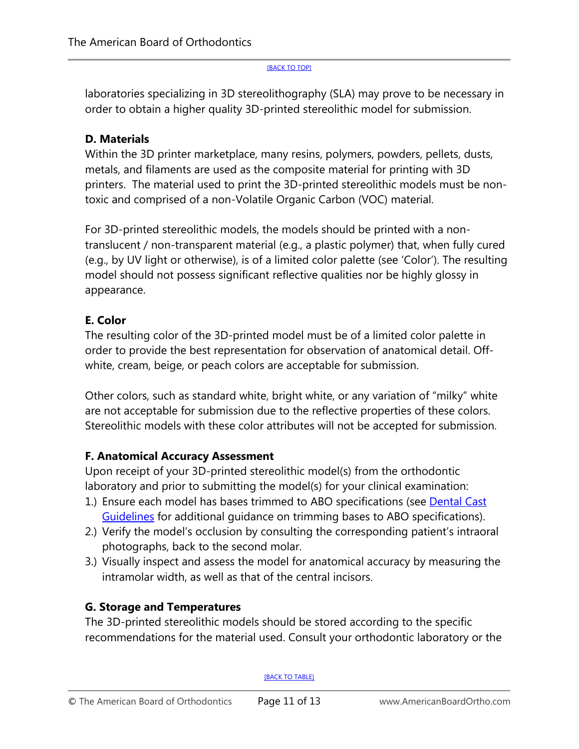laboratories specializing in 3D stereolithography (SLA) may prove to be necessary in order to obtain a higher quality 3D-printed stereolithic model for submission.

**D. Materials**

Within the 3D printer marketplace, many resins, polymers, powders, pellets, dusts, metals, and filaments are used as the composite material for printing with 3D printers. The material used to print the 3D-printed stereolithic models must be non-toxic and comprised of a non-Volatile Organic Carbon (VOC) material.

For 3D-printed stereolithic models, the models should be printed with a non-translucent / non-transparent material (e.g., a plastic polymer) that, when fully cured (e.g., by UV light or otherwise), is of a limited color palette (see 'Color'). The resulting model should not possess significant reflective qualities nor be highly glossy in appearance.

**E. Color**

The resulting color of the 3D-printed model must be of a limited color palette in order to provide the best representation for observation of anatomical detail. Off-white, cream, beige, or peach colors are acceptable for submission.

Other colors, such as standard white, bright white, or any variation of "milky" white are not acceptable for submission due to the reflective properties of these colors. Stereolithic models with these color attributes will not be accepted for submission.

**F. Anatomical Accuracy Assessment**

Upon receipt of your 3D-printed stereolithic model(s) from the orthodontic laboratory and prior to submitting the model(s) for your clinical examination:

1.) Ensure each model has bases trimmed to ABO specifications (see Dental Cast Guidelines for additional guidance on trimming bases to ABO specifications).
2.) Verify the model's occlusion by consulting the corresponding patient's intraoral photographs, back to the second molar.
3.) Visually inspect and assess the model for anatomical accuracy by measuring the intramolar width, as well as that of the central incisors.

**G. Storage and Temperatures**

The 3D-printed stereolithic models should be stored according to the specific recommendations for the material used. Consult your orthodontic laboratory or the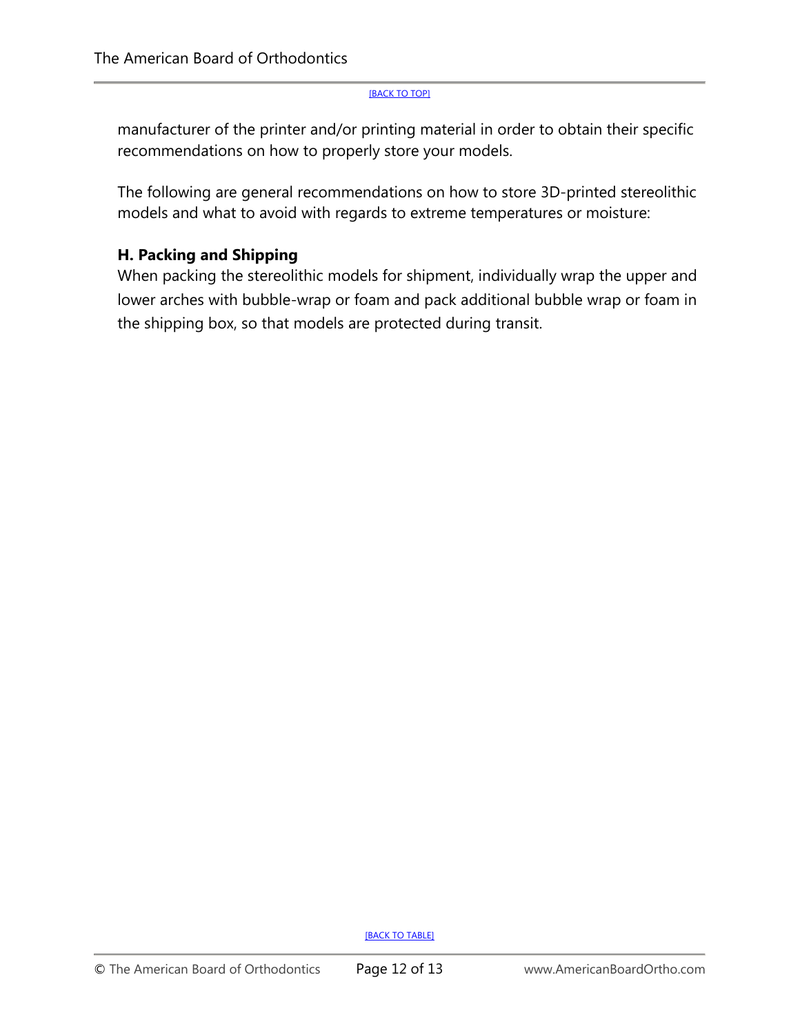manufacturer of the printer and/or printing material in order to obtain their specific recommendations on how to properly store your models.

The following are general recommendations on how to store 3D-printed stereolithic models and what to avoid with regards to extreme temperatures or moisture:

**H. Packing and Shipping**

When packing the stereolithic models for shipment, individually wrap the upper and lower arches with bubble-wrap or foam and pack additional bubble wrap or foam in the shipping box, so that models are protected during transit.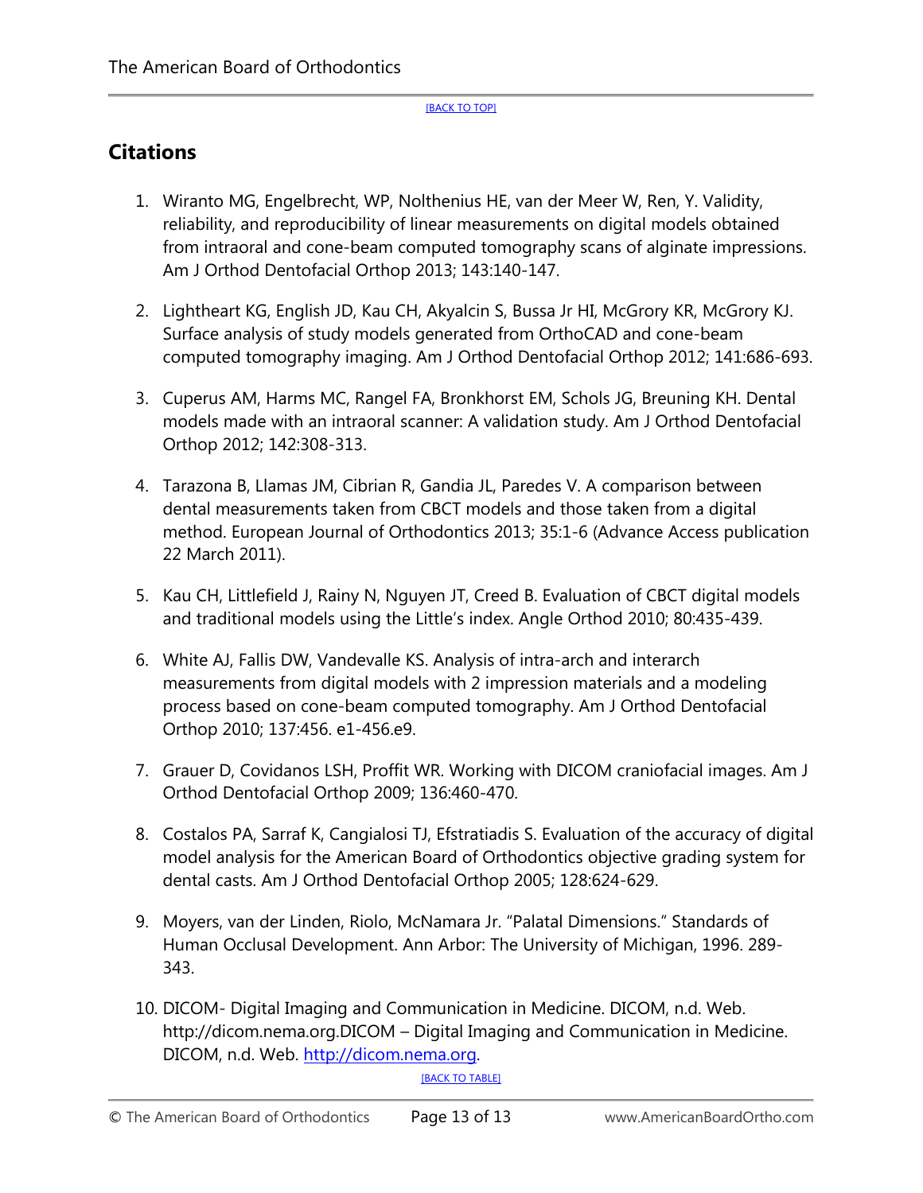[BACK TO TOP]

## Citations

1. Wiranto MG, Engelbrecht, WP, Nolthenius HE, van der Meer W, Ren, Y. Validity, reliability, and reproducibility of linear measurements on digital models obtained from intraoral and cone-beam computed tomography scans of alginate impressions. Am J Orthod Dentofacial Orthop 2013; 143:140-147.

2. Lightheart KG, English JD, Kau CH, Akyalcin S, Bussa Jr HI, McGrory KR, McGrory KJ. Surface analysis of study models generated from OrthoCAD and cone-beam computed tomography imaging. Am J Orthod Dentofacial Orthop 2012; 141:686-693.

3. Cuperus AM, Harms MC, Rangel FA, Bronkhorst EM, Schols JG, Breuning KH. Dental models made with an intraoral scanner: A validation study. Am J Orthod Dentofacial Orthop 2012; 142:308-313.

4. Tarazona B, Llamas JM, Cibrian R, Gandia JL, Paredes V. A comparison between dental measurements taken from CBCT models and those taken from a digital method. European Journal of Orthodontics 2013; 35:1-6 (Advance Access publication 22 March 2011).

5. Kau CH, Littlefield J, Rainy N, Nguyen JT, Creed B. Evaluation of CBCT digital models and traditional models using the Little's index. Angle Orthod 2010; 80:435-439.

6. White AJ, Fallis DW, Vandevalle KS. Analysis of intra-arch and interarch measurements from digital models with 2 impression materials and a modeling process based on cone-beam computed tomography. Am J Orthod Dentofacial Orthop 2010; 137:456. e1-456.e9.

7. Grauer D, Covidanos LSH, Proffit WR. Working with DICOM craniofacial images. Am J Orthod Dentofacial Orthop 2009; 136:460-470.

8. Costalos PA, Sarraf K, Cangialosi TJ, Efstratiadis S. Evaluation of the accuracy of digital model analysis for the American Board of Orthodontics objective grading system for dental casts. Am J Orthod Dentofacial Orthop 2005; 128:624-629.

9. Moyers, van der Linden, Riolo, McNamara Jr. "Palatal Dimensions." Standards of Human Occlusal Development. Ann Arbor: The University of Michigan, 1996. 289-343.

10. DICOM- Digital Imaging and Communication in Medicine. DICOM, n.d. Web. http://dicom.nema.org.DICOM – Digital Imaging and Communication in Medicine. DICOM, n.d. Web. http://dicom.nema.org.

[BACK TO TABLE]